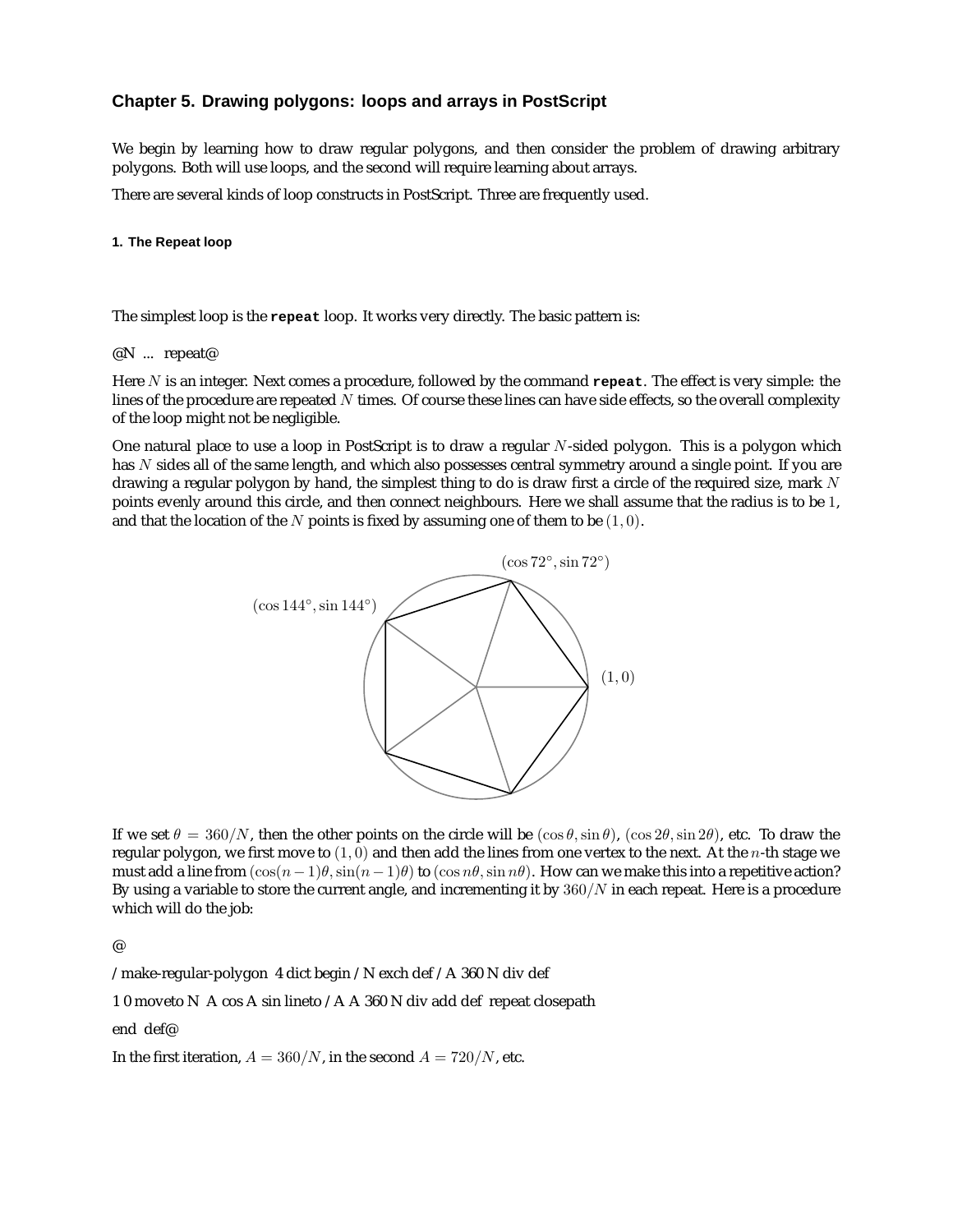## Chapter 5. Drawing polygons: loops and arrays in PostScript

We begin by learning how to draw regular polygons, and then consider the problem of drawing arbitrary polygons. Both will use loops, and the second will require learning about arrays.

There are several kinds of loop constructs in PostScript. Three are frequently used.

#### 1. The Repeat loop

The simplest loop is the **repeat** loop. It works very directly. The basic pattern is:

@N ... repeat@

Here $N$ is an integer. Next comes a procedure, followed by the command **repeat**. The effect is very simple: the lines of the procedure are repeated $N$ times. Of course these lines can have side effects, so the overall complexity of the loop might not be negligible.

One natural place to use a loop in PostScript is to draw a regular $N$-sided polygon. This is a polygon which has $N$ sides all of the same length, and which also possesses central symmetry around a single point. If you are drawing a regular polygon by hand, the simplest thing to do is draw first a circle of the required size, mark $N$ points evenly around this circle, and then connect neighbours. Here we shall assume that the radius is to be $1$, and that the location of the $N$ points is fixed by assuming one of them to be $(1, 0)$.

$(\cos 72^\circ, \sin 72^\circ)$

$(\cos 144^\circ, \sin 144^\circ)$

$(1, 0)$

If we set $\theta = 360/N$, then the other points on the circle will be $(\cos\theta, \sin\theta)$, $(\cos 2\theta, \sin 2\theta)$, etc. To draw the regular polygon, we first move to $(1, 0)$ and then add the lines from one vertex to the next. At the $n$-th stage we must add a line from $(\cos(n-1)\theta, \sin(n-1)\theta)$ to $(\cos n\theta, \sin n\theta)$. How can we make this into a repetitive action? By using a variable to store the current angle, and incrementing it by $360/N$ in each repeat. Here is a procedure which will do the job:

@

/make-regular-polygon 4 dict begin /N exch def /A 360 N div def

1 0 moveto N A cos A sin lineto /A A 360 N div add def repeat closepath

end def@

In the first iteration, $A = 360/N$, in the second $A = 720/N$, etc.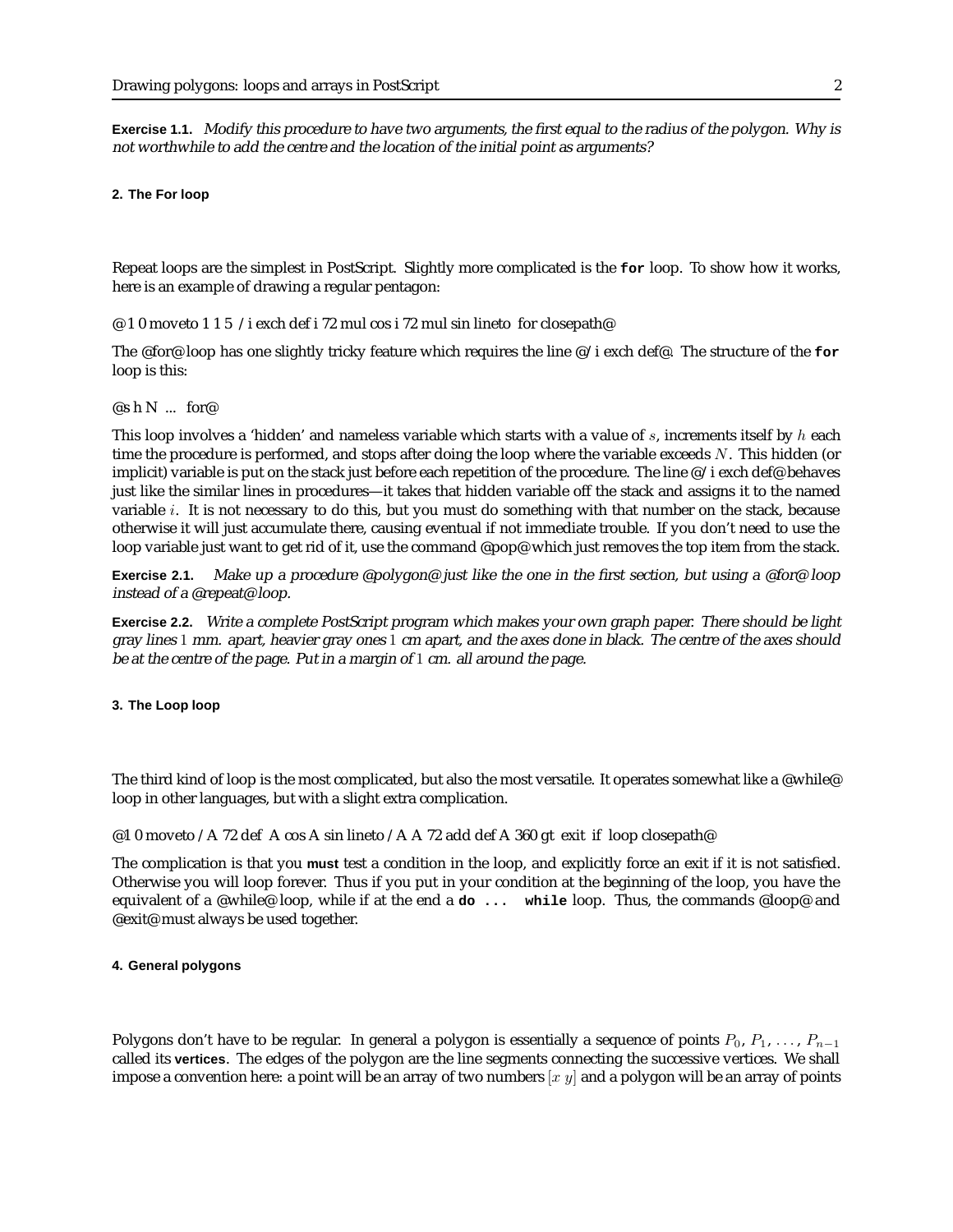**Exercise 1.1.** *Modify this procedure to have two arguments, the first equal to the radius of the polygon. Why is not worthwhile to add the centre and the location of the initial point as arguments?*

## 2. The For loop

Repeat loops are the simplest in PostScript. Slightly more complicated is the **for** loop. To show how it works, here is an example of drawing a regular pentagon:

@ 1 0 moveto 1 1 5 /i exch def i 72 mul cos i 72 mul sin lineto for closepath@

The @for@ loop has one slightly tricky feature which requires the line @/i exch def@. The structure of the **for** loop is this:

@s h N ... for@

This loop involves a 'hidden' and nameless variable which starts with a value of $s$, increments itself by $h$ each time the procedure is performed, and stops after doing the loop where the variable exceeds $N$. This hidden (or implicit) variable is put on the stack just before each repetition of the procedure. The line @/i exch def@ behaves just like the similar lines in procedures—it takes that hidden variable off the stack and assigns it to the named variable $i$. It is not necessary to do this, but you must do something with that number on the stack, because otherwise it will just accumulate there, causing eventual if not immediate trouble. If you don't need to use the loop variable just want to get rid of it, use the command @pop@ which just removes the top item from the stack.

**Exercise 2.1.** *Make up a procedure @polygon@ just like the one in the first section, but using a @for@ loop instead of a @repeat@ loop.*

**Exercise 2.2.** *Write a complete PostScript program which makes your own graph paper. There should be light gray lines $1$ mm. apart, heavier gray ones $1$ cm apart, and the axes done in black. The centre of the axes should be at the centre of the page. Put in a margin of $1$ cm. all around the page.*

## 3. The Loop loop

The third kind of loop is the most complicated, but also the most versatile. It operates somewhat like a @while@ loop in other languages, but with a slight extra complication.

@1 0 moveto /A 72 def A cos A sin lineto /A A 72 add def A 360 gt exit if loop closepath@

The complication is that you **must** test a condition in the loop, and explicitly force an exit if it is not satisfied. Otherwise you will loop forever. Thus if you put in your condition at the beginning of the loop, you have the equivalent of a @while@ loop, while if at the end a **do ... while** loop. Thus, the commands @loop@ and @exit@ must always be used together.

## 4. General polygons

Polygons don't have to be regular. In general a polygon is essentially a sequence of points $P_0$, $P_1$, $\ldots$, $P_{n-1}$ called its **vertices**. The edges of the polygon are the line segments connecting the successive vertices. We shall impose a convention here: a point will be an array of two numbers $[x\ y]$ and a polygon will be an array of points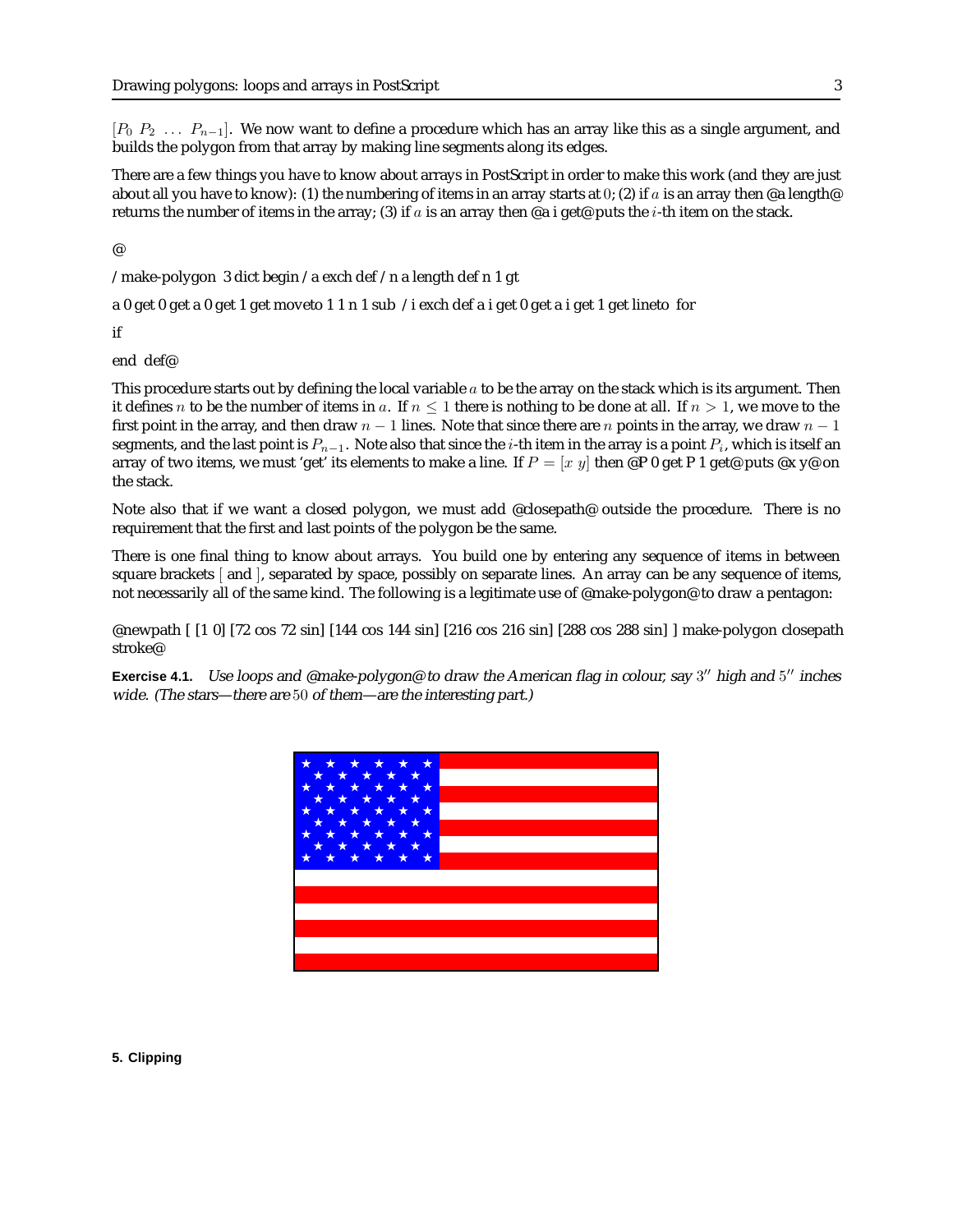$[P_0\ P_2\ \ldots\ P_{n-1}]$. We now want to define a procedure which has an array like this as a single argument, and builds the polygon from that array by making line segments along its edges.

There are a few things you have to know about arrays in PostScript in order to make this work (and they are just about all you have to know): (1) the numbering of items in an array starts at $0$; (2) if $a$ is an array then @a length@ returns the number of items in the array; (3) if $a$ is an array then @a i get@puts the $i$-th item on the stack.

@

/ make-polygon  3 dict begin / a exch def / n a length def n 1 gt

a 0 get 0 get a 0 get 1 get moveto 1 1 n 1 sub  / i exch def a i get 0 get a i get 1 get lineto  for

if

end  def@

This procedure starts out by defining the local variable $a$ to be the array on the stack which is its argument. Then it defines $n$ to be the number of items in $a$. If $n \leq 1$ there is nothing to be done at all. If $n > 1$, we move to the first point in the array, and then draw $n-1$ lines. Note that since there are $n$ points in the array, we draw $n-1$ segments, and the last point is $P_{n-1}$. Note also that since the $i$-th item in the array is a point $P_i$, which is itself an array of two items, we must 'get' its elements to make a line. If $P = [x\ y]$ then @P 0 get P 1 get@puts @x y@on the stack.

Note also that if we want a closed polygon, we must add @closepath@ outside the procedure. There is no requirement that the first and last points of the polygon be the same.

There is one final thing to know about arrays. You build one by entering any sequence of items in between square brackets [ and ], separated by space, possibly on separate lines. An array can be any sequence of items, not necessarily all of the same kind. The following is a legitimate use of @make-polygon@to draw a pentagon:

@newpath [ [1 0] [72 cos 72 sin] [144 cos 144 sin] [216 cos 216 sin] [288 cos 288 sin] ] make-polygon closepath stroke@

**Exercise 4.1.** *Use loops and @make-polygon@to draw the American flag in colour, say $3''$ high and $5''$ inches wide. (The stars—there are $50$ of them—are the interesting part.)*

**5. Clipping**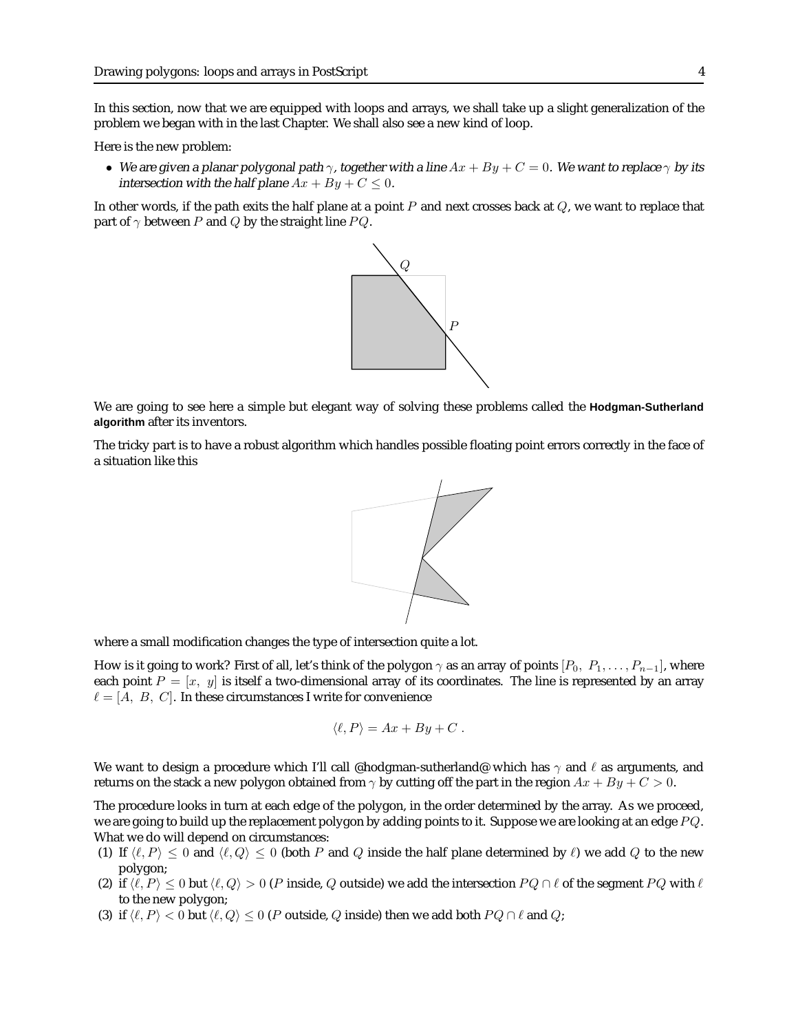In this section, now that we are equipped with loops and arrays, we shall take up a slight generalization of the problem we began with in the last Chapter. We shall also see a new kind of loop.

Here is the new problem:

- *We are given a planar polygonal path $\gamma$, together with a line $Ax + By + C = 0$. We want to replace $\gamma$ by its intersection with the half plane $Ax + By + C \le 0$.*

In other words, if the path exits the half plane at a point $P$ and next crosses back at $Q$, we want to replace that part of $\gamma$ between $P$ and $Q$ by the straight line $PQ$.

We are going to see here a simple but elegant way of solving these problems called the **Hodgman-Sutherland algorithm** after its inventors.

The tricky part is to have a robust algorithm which handles possible floating point errors correctly in the face of a situation like this

where a small modification changes the type of intersection quite a lot.

How is it going to work? First of all, let's think of the polygon $\gamma$ as an array of points $[P_0,\ P_1, \ldots, P_{n-1}]$, where each point $P = [x,\ y]$ is itself a two-dimensional array of its coordinates. The line is represented by an array $\ell = [A,\ B,\ C]$. In these circumstances I write for convenience

$$\langle \ell, P \rangle = Ax + By + C\ .$$

We want to design a procedure which I'll call @hodgman-sutherland@ which has $\gamma$ and $\ell$ as arguments, and returns on the stack a new polygon obtained from $\gamma$ by cutting off the part in the region $Ax + By + C > 0$.

The procedure looks in turn at each edge of the polygon, in the order determined by the array. As we proceed, we are going to build up the replacement polygon by adding points to it. Suppose we are looking at an edge $PQ$. What we do will depend on circumstances:

(1) If $\langle \ell, P \rangle \le 0$ and $\langle \ell, Q \rangle \le 0$ (both $P$ and $Q$ inside the half plane determined by $\ell$) we add $Q$ to the new polygon;

(2) if $\langle \ell, P \rangle \le 0$ but $\langle \ell, Q \rangle > 0$ ($P$ inside, $Q$ outside) we add the intersection $PQ \cap \ell$ of the segment $PQ$ with $\ell$ to the new polygon;

(3) if $\langle \ell, P \rangle < 0$ but $\langle \ell, Q \rangle \le 0$ ($P$ outside, $Q$ inside) then we add both $PQ \cap \ell$ and $Q$;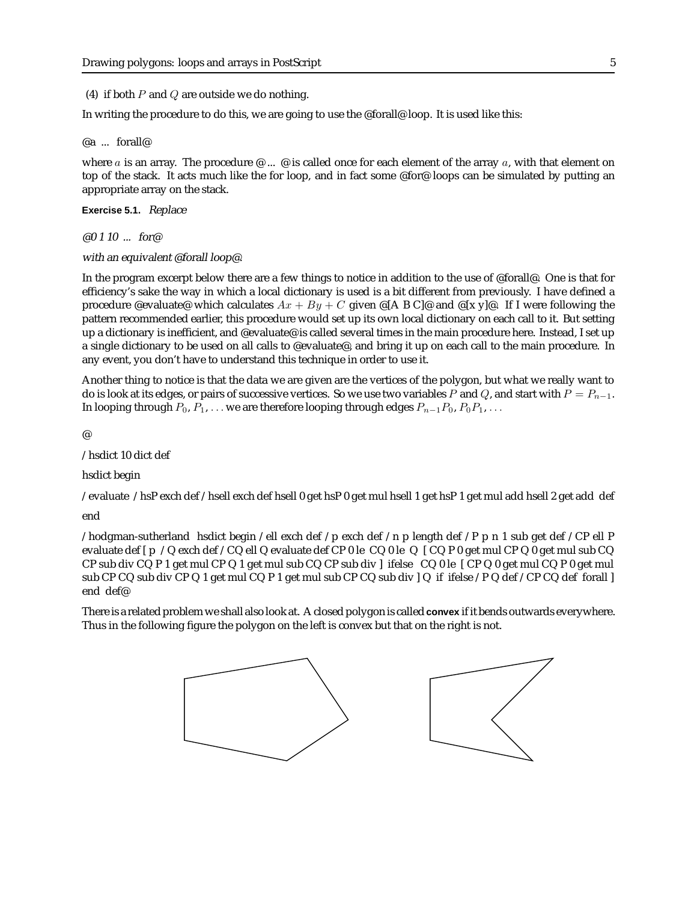(4) if both $P$ and $Q$ are outside we do nothing.

In writing the procedure to do this, we are going to use the @forall@ loop. It is used like this:

@a ... forall@

where $a$ is an array. The procedure @ ... @ is called once for each element of the array $a$, with that element on top of the stack. It acts much like the for loop, and in fact some @for@ loops can be simulated by putting an appropriate array on the stack.

**Exercise 5.1.** *Replace*

*@0 1 10 ... for@*

*with an equivalent @forall loop@.*

In the program excerpt below there are a few things to notice in addition to the use of @forall@. One is that for efficiency's sake the way in which a local dictionary is used is a bit different from previously. I have defined a procedure @evaluate@ which calculates $Ax + By + C$ given @[A B C]@ and @[x y]@. If I were following the pattern recommended earlier, this procedure would set up its own local dictionary on each call to it. But setting up a dictionary is inefficient, and @evaluate@ is called several times in the main procedure here. Instead, I set up a single dictionary to be used on all calls to @evaluate@, and bring it up on each call to the main procedure. In any event, you don't have to understand this technique in order to use it.

Another thing to notice is that the data we are given are the vertices of the polygon, but what we really want to do is look at its edges, or pairs of successive vertices. So we use two variables $P$ and $Q$, and start with $P = P_{n-1}$. In looping through $P_0, P_1, \ldots$ we are therefore looping through edges $P_{n-1}P_0, P_0P_1, \ldots$

@

/hsdict 10 dict def

hsdict begin

/evaluate /hsP exch def /hsell exch def hsell 0 get hsP 0 get mul hsell 1 get hsP 1 get mul add hsell 2 get add def

end

/hodgman-sutherland hsdict begin /ell exch def /p exch def /n p length def /P p n 1 sub get def /CP ell P evaluate def [ p /Q exch def /CQ ell Q evaluate def CP 0 le CQ 0 le Q [ CQ P 0 get mul CP Q 0 get mul sub CQ CP sub div CQ P 1 get mul CP Q 1 get mul sub CQ CP sub div ] ifelse CQ 0 le [ CP Q 0 get mul CQ P 0 get mul sub CP CQ sub div CP Q 1 get mul CQ P 1 get mul sub CP CQ sub div ] Q if ifelse /P Q def /CP CQ def forall ] end def@

There is a related problem we shall also look at. A closed polygon is called **convex** if it bends outwards everywhere. Thus in the following figure the polygon on the left is convex but that on the right is not.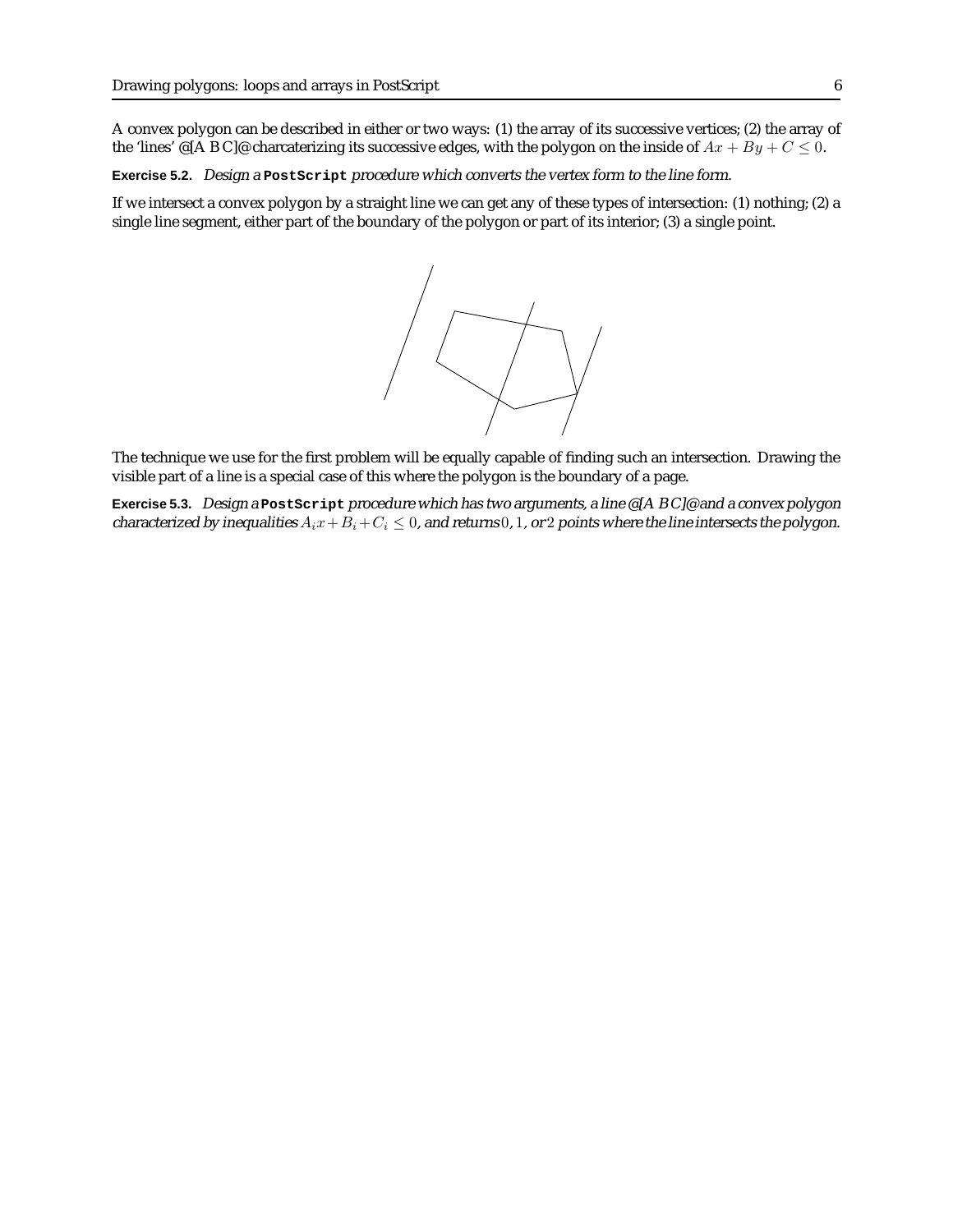A convex polygon can be described in either or two ways: (1) the array of its successive vertices; (2) the array of the 'lines' @[A B C]@ charcaterizing its successive edges, with the polygon on the inside of $Ax + By + C \leq 0$.

**Exercise 5.2.** *Design a* **PostScript** *procedure which converts the vertex form to the line form.*

If we intersect a convex polygon by a straight line we can get any of these types of intersection: (1) nothing; (2) a single line segment, either part of the boundary of the polygon or part of its interior; (3) a single point.

The technique we use for the first problem will be equally capable of finding such an intersection. Drawing the visible part of a line is a special case of this where the polygon is the boundary of a page.

**Exercise 5.3.** *Design a* **PostScript** *procedure which has two arguments, a line @[A B C]@ and a convex polygon characterized by inequalities $A_i x + B_i + C_i \leq 0$, and returns $0$, $1$, or $2$ points where the line intersects the polygon.*